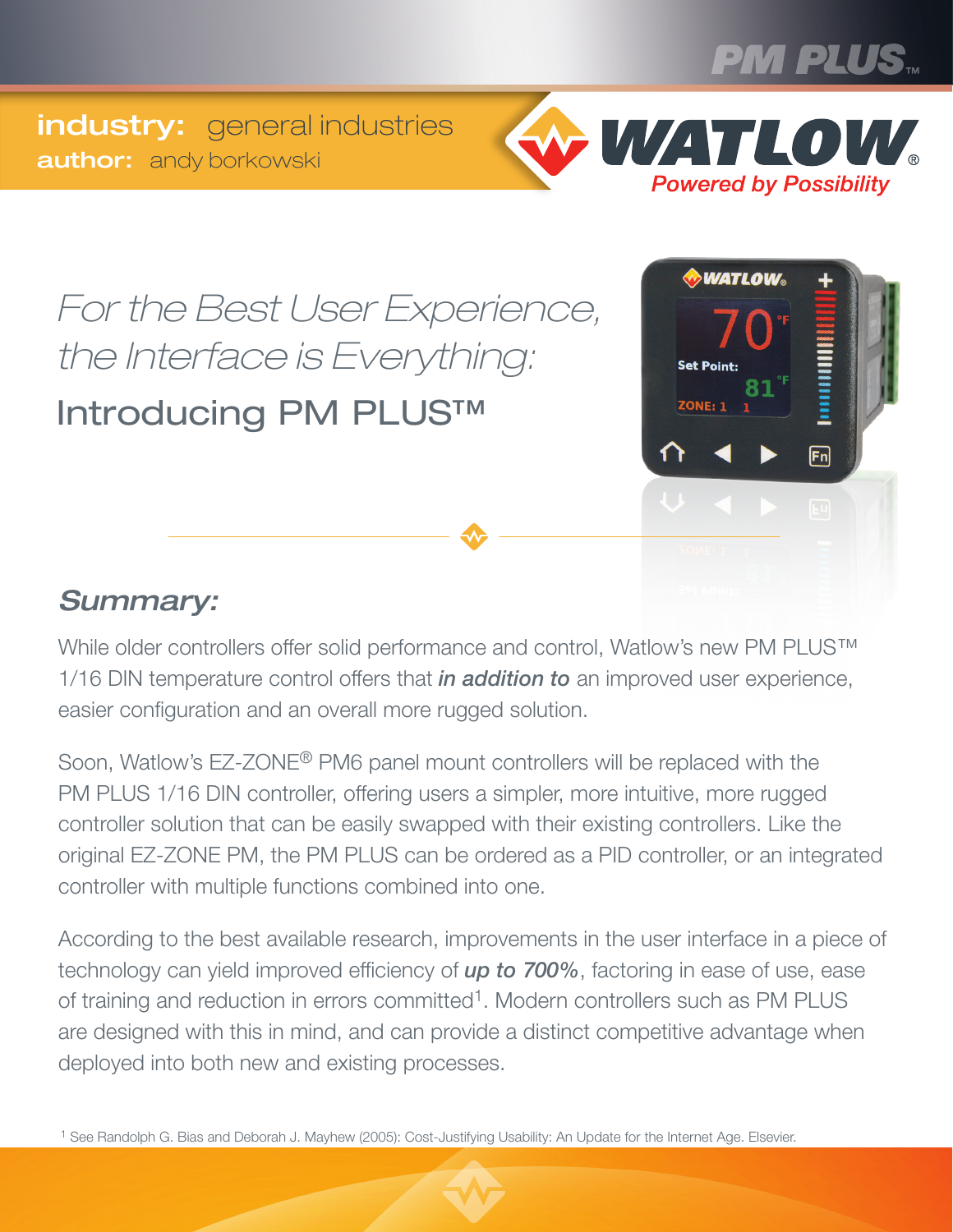**industry:** general industries
**author:** andy borkowski

# *For the Best User Experience, the Interface is Everything:* Introducing PM PLUS™

## *Summary:*

While older controllers offer solid performance and control, Watlow's new PM PLUS™ 1/16 DIN temperature control offers that ***in addition to*** an improved user experience, easier configuration and an overall more rugged solution.

Soon, Watlow's EZ-ZONE® PM6 panel mount controllers will be replaced with the PM PLUS 1/16 DIN controller, offering users a simpler, more intuitive, more rugged controller solution that can be easily swapped with their existing controllers. Like the original EZ-ZONE PM, the PM PLUS can be ordered as a PID controller, or an integrated controller with multiple functions combined into one.

According to the best available research, improvements in the user interface in a piece of technology can yield improved efficiency of ***up to 700%***, factoring in ease of use, ease of training and reduction in errors committed[1]. Modern controllers such as PM PLUS are designed with this in mind, and can provide a distinct competitive advantage when deployed into both new and existing processes.

[1] See Randolph G. Bias and Deborah J. Mayhew (2005): Cost-Justifying Usability: An Update for the Internet Age. Elsevier.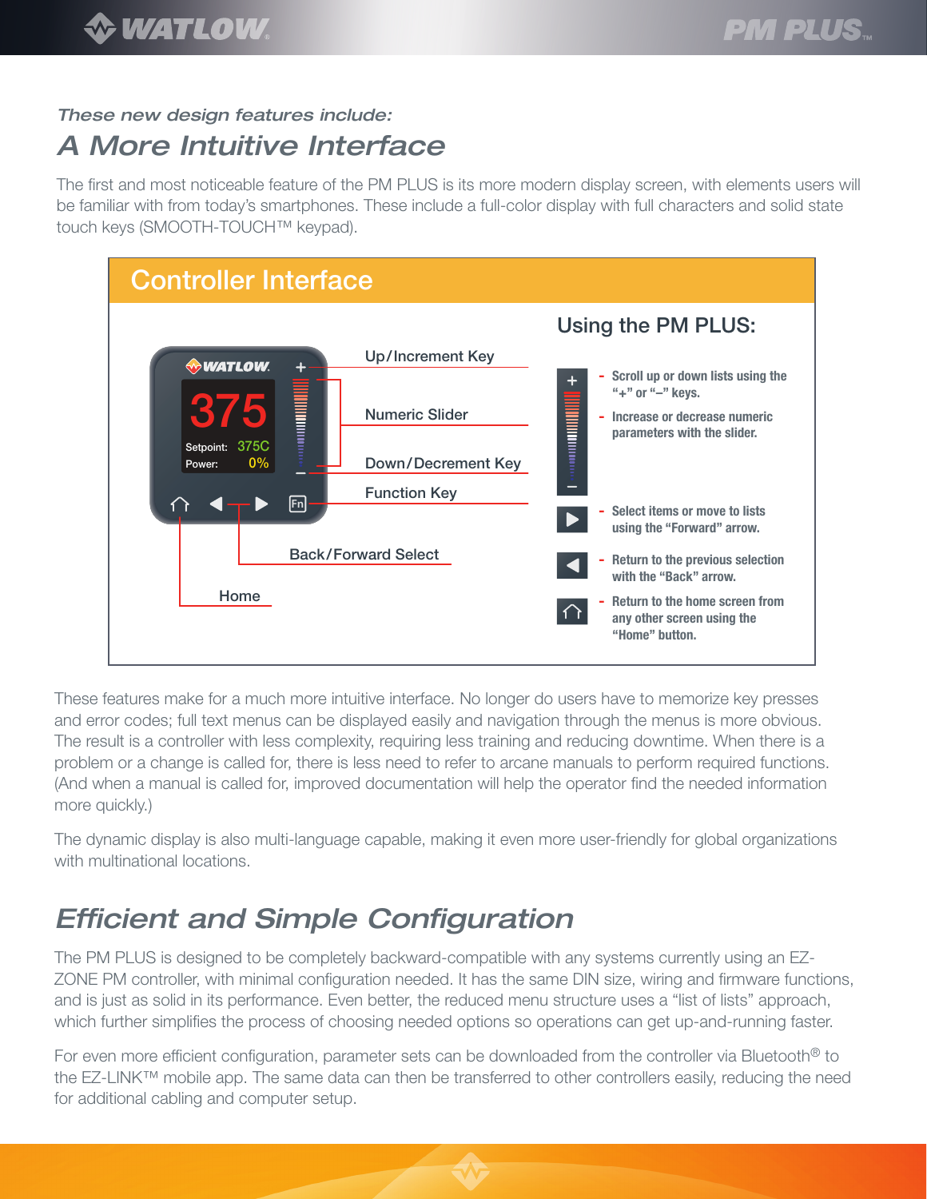*These new design features include:*

## *A More Intuitive Interface*

The first and most noticeable feature of the PM PLUS is its more modern display screen, with elements users will be familiar with from today's smartphones. These include a full-color display with full characters and solid state touch keys (SMOOTH-TOUCH™ keypad).

### Controller Interface

- Up/Increment Key
- Numeric Slider
- Down/Decrement Key
- Function Key
- Back/Forward Select
- Home

**Using the PM PLUS:**

- **Scroll up or down lists using the "+" or "–" keys.**
- **Increase or decrease numeric parameters with the slider.**
- **Select items or move to lists using the "Forward" arrow.**
- **Return to the previous selection with the "Back" arrow.**
- **Return to the home screen from any other screen using the "Home" button.**

These features make for a much more intuitive interface. No longer do users have to memorize key presses and error codes; full text menus can be displayed easily and navigation through the menus is more obvious. The result is a controller with less complexity, requiring less training and reducing downtime. When there is a problem or a change is called for, there is less need to refer to arcane manuals to perform required functions. (And when a manual is called for, improved documentation will help the operator find the needed information more quickly.)

The dynamic display is also multi-language capable, making it even more user-friendly for global organizations with multinational locations.

## *Efficient and Simple Configuration*

The PM PLUS is designed to be completely backward-compatible with any systems currently using an EZ-ZONE PM controller, with minimal configuration needed. It has the same DIN size, wiring and firmware functions, and is just as solid in its performance. Even better, the reduced menu structure uses a "list of lists" approach, which further simplifies the process of choosing needed options so operations can get up-and-running faster.

For even more efficient configuration, parameter sets can be downloaded from the controller via Bluetooth® to the EZ-LINK™ mobile app. The same data can then be transferred to other controllers easily, reducing the need for additional cabling and computer setup.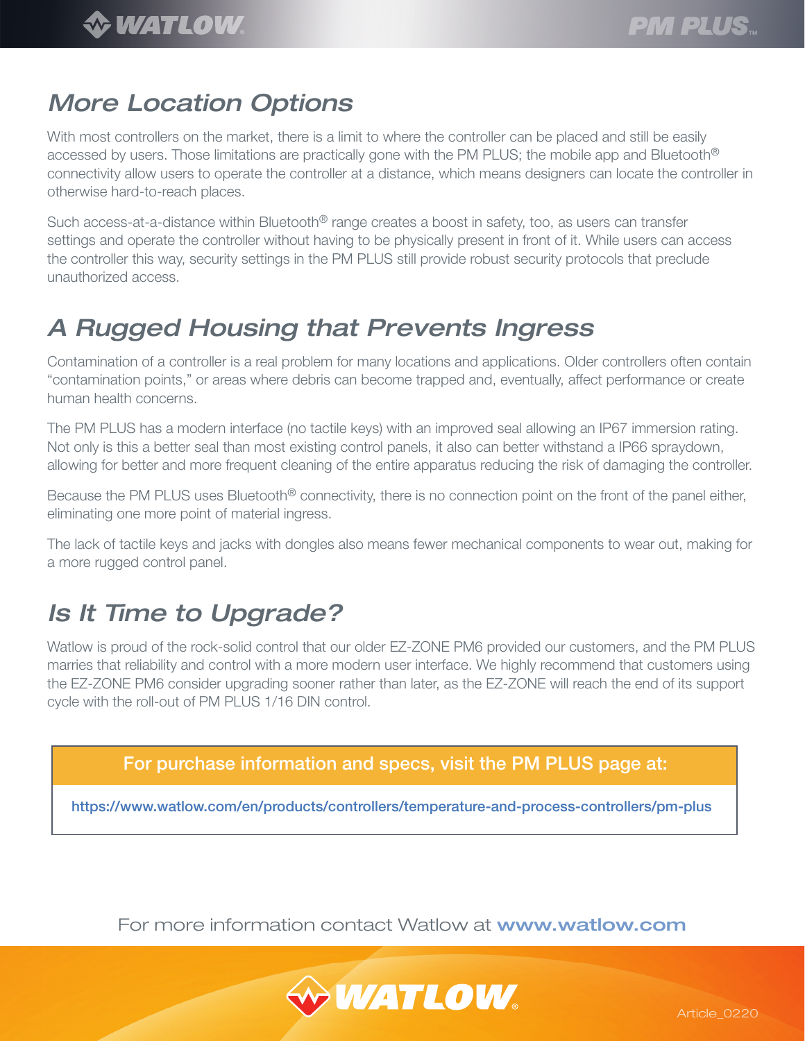## More Location Options

With most controllers on the market, there is a limit to where the controller can be placed and still be easily accessed by users. Those limitations are practically gone with the PM PLUS; the mobile app and Bluetooth® connectivity allow users to operate the controller at a distance, which means designers can locate the controller in otherwise hard-to-reach places.

Such access-at-a-distance within Bluetooth® range creates a boost in safety, too, as users can transfer settings and operate the controller without having to be physically present in front of it. While users can access the controller this way, security settings in the PM PLUS still provide robust security protocols that preclude unauthorized access.

## A Rugged Housing that Prevents Ingress

Contamination of a controller is a real problem for many locations and applications. Older controllers often contain "contamination points," or areas where debris can become trapped and, eventually, affect performance or create human health concerns.

The PM PLUS has a modern interface (no tactile keys) with an improved seal allowing an IP67 immersion rating. Not only is this a better seal than most existing control panels, it also can better withstand a IP66 spraydown, allowing for better and more frequent cleaning of the entire apparatus reducing the risk of damaging the controller.

Because the PM PLUS uses Bluetooth® connectivity, there is no connection point on the front of the panel either, eliminating one more point of material ingress.

The lack of tactile keys and jacks with dongles also means fewer mechanical components to wear out, making for a more rugged control panel.

## Is It Time to Upgrade?

Watlow is proud of the rock-solid control that our older EZ-ZONE PM6 provided our customers, and the PM PLUS marries that reliability and control with a more modern user interface. We highly recommend that customers using the EZ-ZONE PM6 consider upgrading sooner rather than later, as the EZ-ZONE will reach the end of its support cycle with the roll-out of PM PLUS 1/16 DIN control.

**For purchase information and specs, visit the PM PLUS page at:**

https://www.watlow.com/en/products/controllers/temperature-and-process-controllers/pm-plus

For more information contact Watlow at **www.watlow.com**

Article_0220